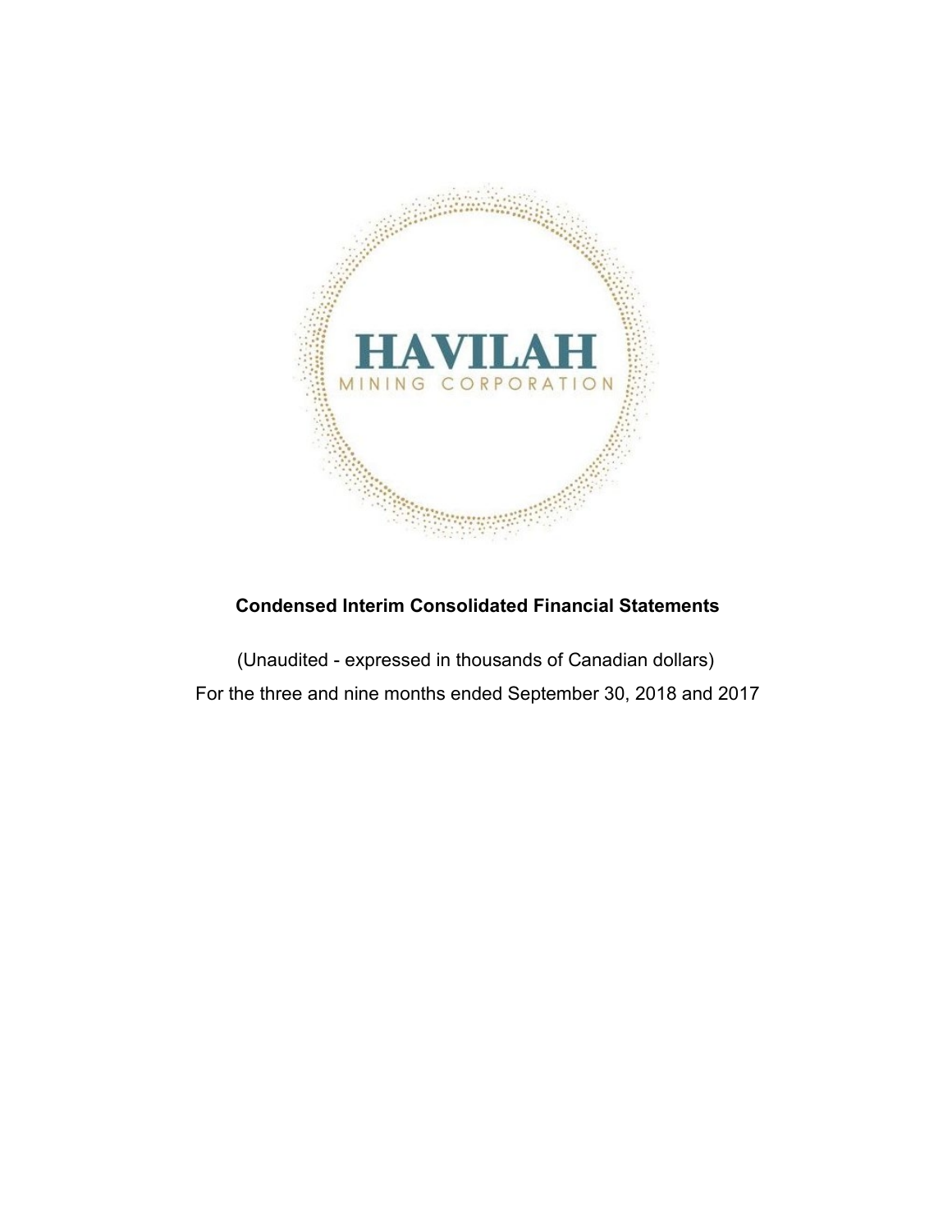HAVILAH

MINING CORPORATION

**Condensed Interim Consolidated Financial Statements**

(Unaudited - expressed in thousands of Canadian dollars)

For the three and nine months ended September 30, 2018 and 2017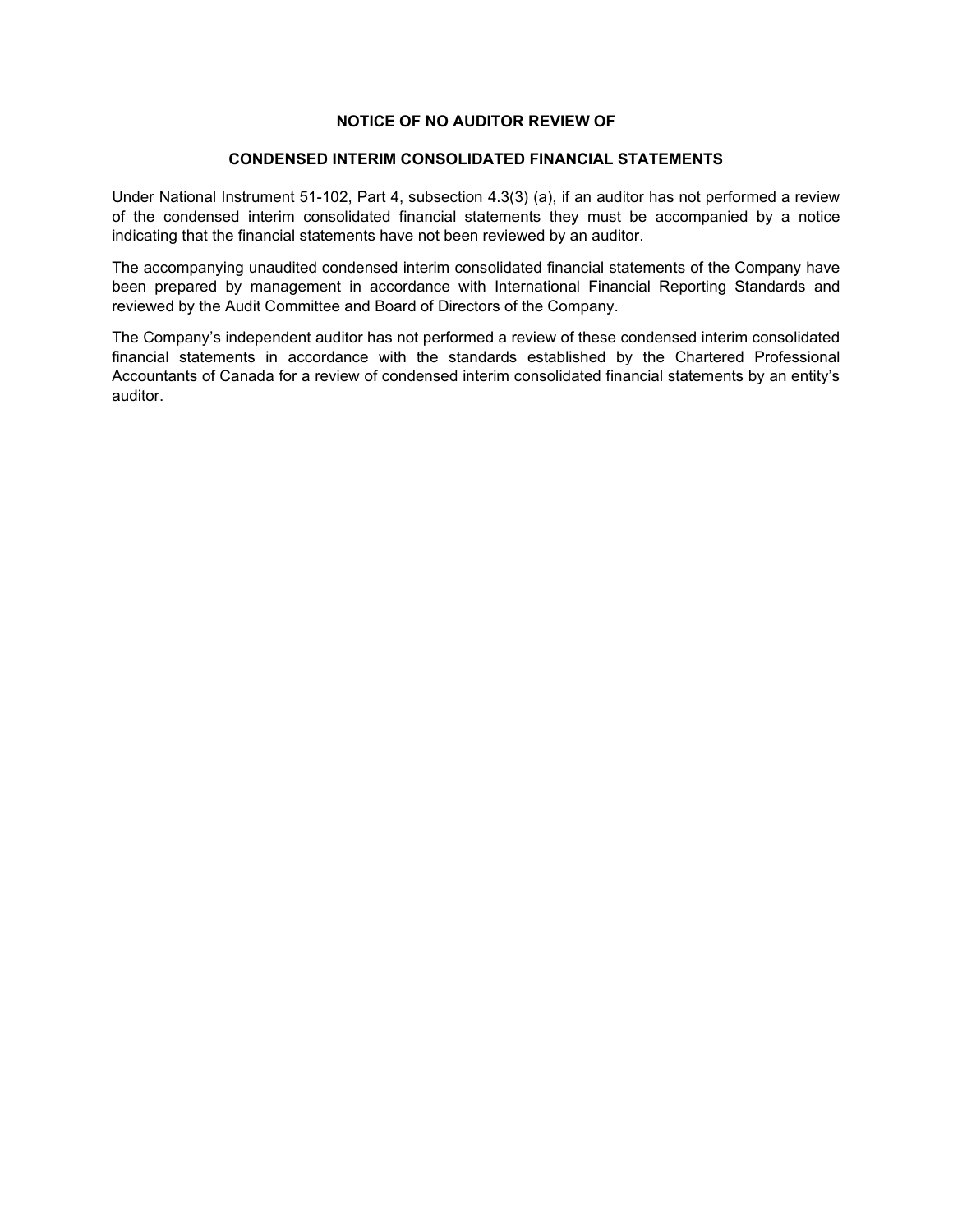**NOTICE OF NO AUDITOR REVIEW OF**

**CONDENSED INTERIM CONSOLIDATED FINANCIAL STATEMENTS**

Under National Instrument 51-102, Part 4, subsection 4.3(3) (a), if an auditor has not performed a review of the condensed interim consolidated financial statements they must be accompanied by a notice indicating that the financial statements have not been reviewed by an auditor.

The accompanying unaudited condensed interim consolidated financial statements of the Company have been prepared by management in accordance with International Financial Reporting Standards and reviewed by the Audit Committee and Board of Directors of the Company.

The Company's independent auditor has not performed a review of these condensed interim consolidated financial statements in accordance with the standards established by the Chartered Professional Accountants of Canada for a review of condensed interim consolidated financial statements by an entity's auditor.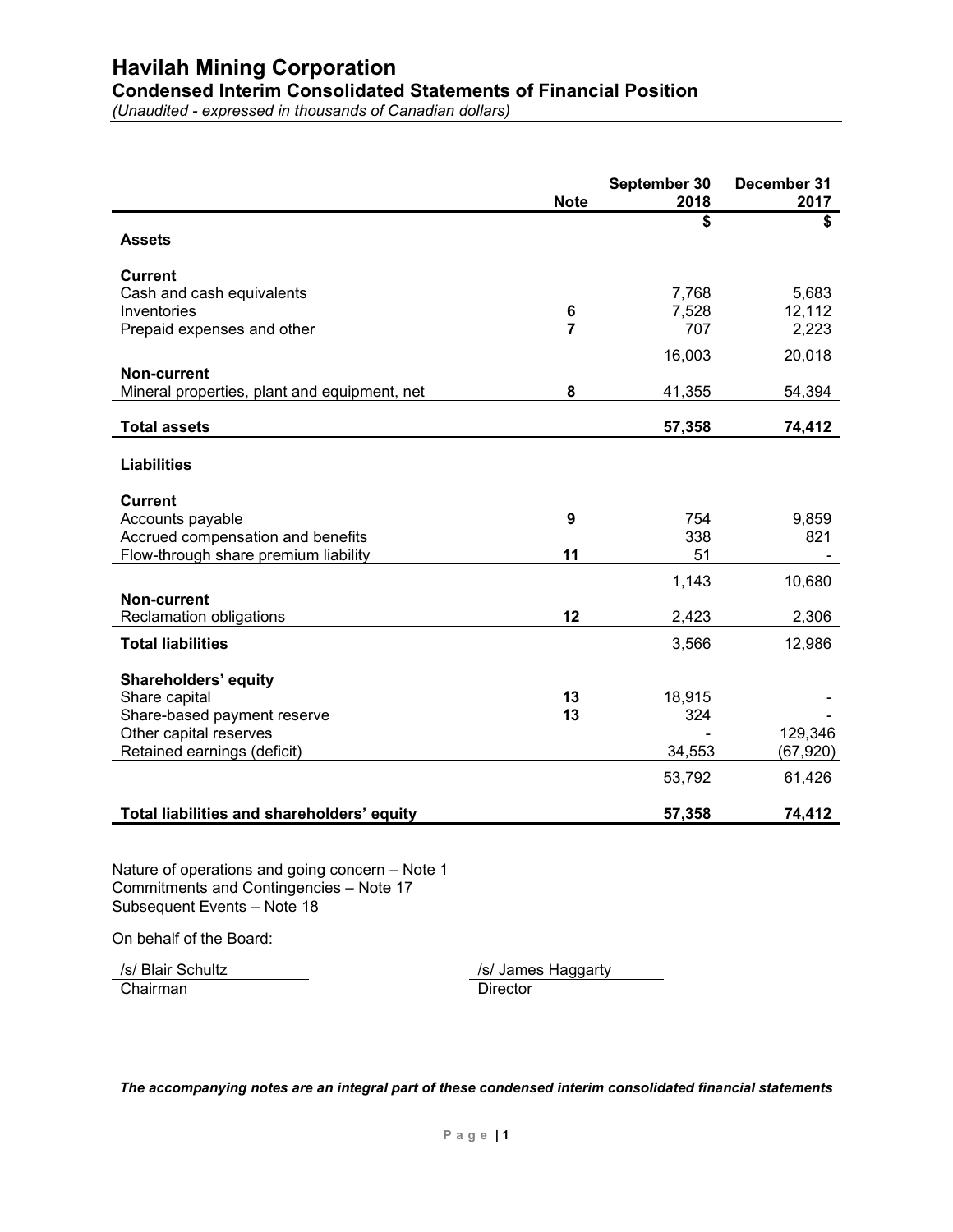# Havilah Mining Corporation

## Condensed Interim Consolidated Statements of Financial Position

*(Unaudited - expressed in thousands of Canadian dollars)*

| | Note | September 30 2018 | December 31 2017 |
|---|---|---|---|
| | | **$** | **$** |
| **Assets** | | | |
| **Current** | | | |
| Cash and cash equivalents | | 7,768 | 5,683 |
| Inventories | **6** | 7,528 | 12,112 |
| Prepaid expenses and other | **7** | 707 | 2,223 |
| | | 16,003 | 20,018 |
| **Non-current** | | | |
| Mineral properties, plant and equipment, net | **8** | 41,355 | 54,394 |
| **Total assets** | | **57,358** | **74,412** |
| **Liabilities** | | | |
| **Current** | | | |
| Accounts payable | **9** | 754 | 9,859 |
| Accrued compensation and benefits | | 338 | 821 |
| Flow-through share premium liability | **11** | 51 | - |
| | | 1,143 | 10,680 |
| **Non-current** | | | |
| Reclamation obligations | **12** | 2,423 | 2,306 |
| **Total liabilities** | | 3,566 | 12,986 |
| **Shareholders' equity** | | | |
| Share capital | **13** | 18,915 | - |
| Share-based payment reserve | **13** | 324 | - |
| Other capital reserves | | - | 129,346 |
| Retained earnings (deficit) | | 34,553 | (67,920) |
| | | 53,792 | 61,426 |
| **Total liabilities and shareholders' equity** | | **57,358** | **74,412** |

Nature of operations and going concern – Note 1
Commitments and Contingencies – Note 17
Subsequent Events – Note 18

On behalf of the Board:

| /s/ Blair Schultz | /s/ James Haggarty |
|---|---|
| Chairman | Director |

***The accompanying notes are an integral part of these condensed interim consolidated financial statements***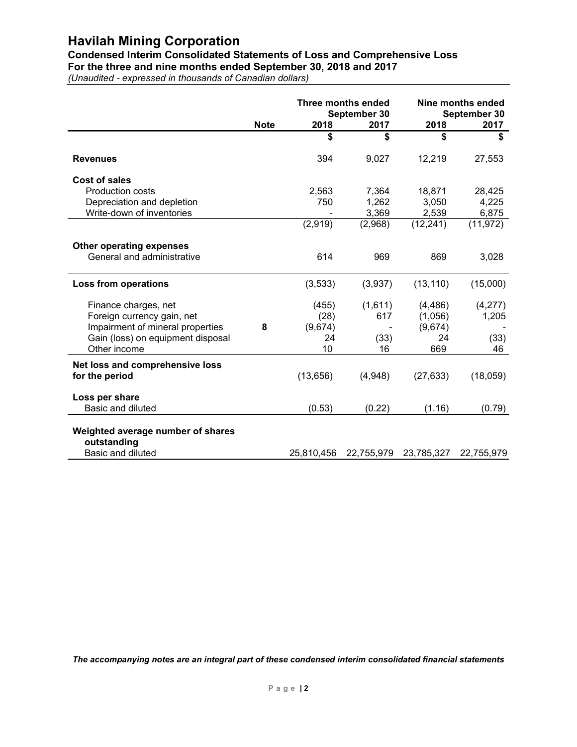# Havilah Mining Corporation

## Condensed Interim Consolidated Statements of Loss and Comprehensive Loss

### For the three and nine months ended September 30, 2018 and 2017

*(Unaudited - expressed in thousands of Canadian dollars)*

| | Note | Three months ended September 30 | | Nine months ended September 30 | |
|---|---|---|---|---|---|
| | | 2018 | 2017 | 2018 | 2017 |
| | | $ | $ | $ | $ |
| **Revenues** | | 394 | 9,027 | 12,219 | 27,553 |
| **Cost of sales** | | | | | |
| Production costs | | 2,563 | 7,364 | 18,871 | 28,425 |
| Depreciation and depletion | | 750 | 1,262 | 3,050 | 4,225 |
| Write-down of inventories | | - | 3,369 | 2,539 | 6,875 |
| | | (2,919) | (2,968) | (12,241) | (11,972) |
| **Other operating expenses** | | | | | |
| General and administrative | | 614 | 969 | 869 | 3,028 |
| **Loss from operations** | | (3,533) | (3,937) | (13,110) | (15,000) |
| Finance charges, net | | (455) | (1,611) | (4,486) | (4,277) |
| Foreign currency gain, net | | (28) | 617 | (1,056) | 1,205 |
| Impairment of mineral properties | 8 | (9,674) | - | (9,674) | - |
| Gain (loss) on equipment disposal | | 24 | (33) | 24 | (33) |
| Other income | | 10 | 16 | 669 | 46 |
| **Net loss and comprehensive loss for the period** | | (13,656) | (4,948) | (27,633) | (18,059) |
| **Loss per share** | | | | | |
| Basic and diluted | | (0.53) | (0.22) | (1.16) | (0.79) |
| **Weighted average number of shares outstanding** | | | | | |
| Basic and diluted | | 25,810,456 | 22,755,979 | 23,785,327 | 22,755,979 |

***The accompanying notes are an integral part of these condensed interim consolidated financial statements***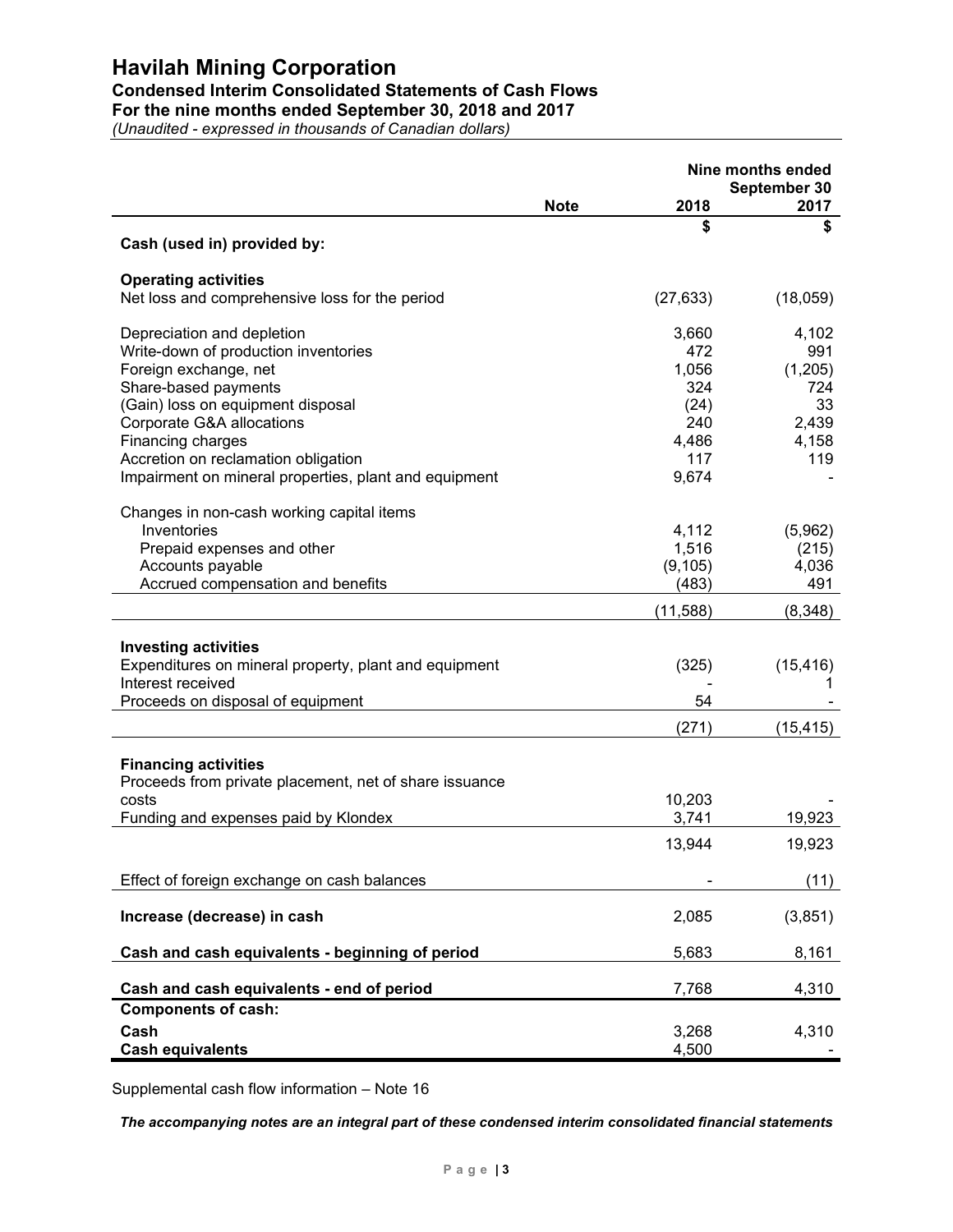# Havilah Mining Corporation

## Condensed Interim Consolidated Statements of Cash Flows

## For the nine months ended September 30, 2018 and 2017

*(Unaudited - expressed in thousands of Canadian dollars)*

| | Note | Nine months ended September 30 2018 | 2017 |
|---|---|---|---|
| | | $ | $ |
| **Cash (used in) provided by:** | | | |
| **Operating activities** | | | |
| Net loss and comprehensive loss for the period | | (27,633) | (18,059) |
| Depreciation and depletion | | 3,660 | 4,102 |
| Write-down of production inventories | | 472 | 991 |
| Foreign exchange, net | | 1,056 | (1,205) |
| Share-based payments | | 324 | 724 |
| (Gain) loss on equipment disposal | | (24) | 33 |
| Corporate G&A allocations | | 240 | 2,439 |
| Financing charges | | 4,486 | 4,158 |
| Accretion on reclamation obligation | | 117 | 119 |
| Impairment on mineral properties, plant and equipment | | 9,674 | - |
| Changes in non-cash working capital items | | | |
| Inventories | | 4,112 | (5,962) |
| Prepaid expenses and other | | 1,516 | (215) |
| Accounts payable | | (9,105) | 4,036 |
| Accrued compensation and benefits | | (483) | 491 |
| | | (11,588) | (8,348) |
| **Investing activities** | | | |
| Expenditures on mineral property, plant and equipment | | (325) | (15,416) |
| Interest received | | - | 1 |
| Proceeds on disposal of equipment | | 54 | - |
| | | (271) | (15,415) |
| **Financing activities** | | | |
| Proceeds from private placement, net of share issuance costs | | 10,203 | - |
| Funding and expenses paid by Klondex | | 3,741 | 19,923 |
| | | 13,944 | 19,923 |
| Effect of foreign exchange on cash balances | | - | (11) |
| **Increase (decrease) in cash** | | 2,085 | (3,851) |
| **Cash and cash equivalents - beginning of period** | | 5,683 | 8,161 |
| **Cash and cash equivalents - end of period** | | 7,768 | 4,310 |
| **Components of cash:** | | | |
| **Cash** | | 3,268 | 4,310 |
| **Cash equivalents** | | 4,500 | - |

Supplemental cash flow information – Note 16

***The accompanying notes are an integral part of these condensed interim consolidated financial statements***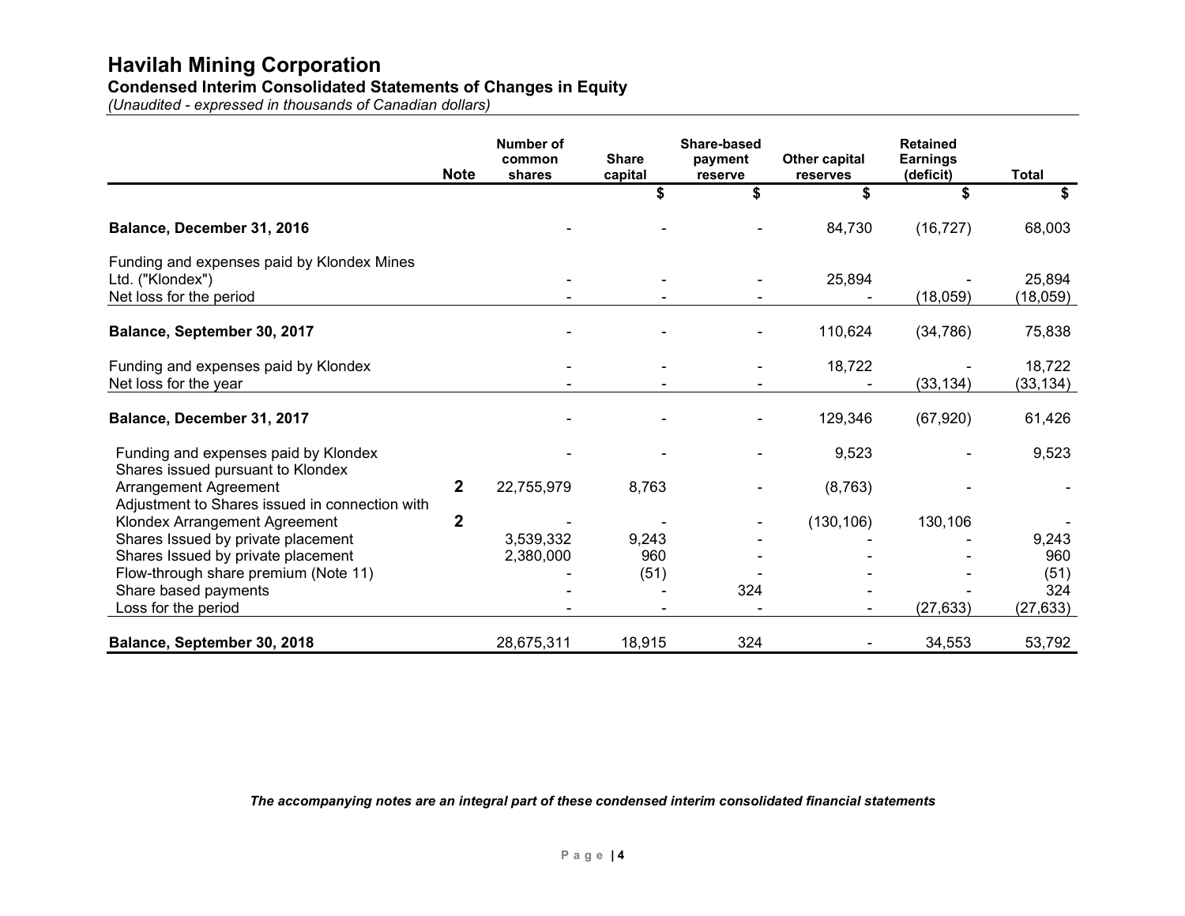# Havilah Mining Corporation

## Condensed Interim Consolidated Statements of Changes in Equity

*(Unaudited - expressed in thousands of Canadian dollars)*

| | Note | Number of common shares | Share capital | Share-based payment reserve | Other capital reserves | Retained Earnings (deficit) | Total |
|---|---|---|---|---|---|---|---|
| | | | $ | $ | $ | $ | $ |
| **Balance, December 31, 2016** | | - | - | - | 84,730 | (16,727) | 68,003 |
| Funding and expenses paid by Klondex Mines Ltd. ("Klondex") | | - | - | - | 25,894 | - | 25,894 |
| Net loss for the period | | - | - | - | - | (18,059) | (18,059) |
| **Balance, September 30, 2017** | | - | - | - | 110,624 | (34,786) | 75,838 |
| Funding and expenses paid by Klondex | | - | - | - | 18,722 | - | 18,722 |
| Net loss for the year | | - | - | - | - | (33,134) | (33,134) |
| **Balance, December 31, 2017** | | - | - | - | 129,346 | (67,920) | 61,426 |
| Funding and expenses paid by Klondex | | - | - | - | 9,523 | - | 9,523 |
| Shares issued pursuant to Klondex Arrangement Agreement | **2** | 22,755,979 | 8,763 | - | (8,763) | - | - |
| Adjustment to Shares issued in connection with Klondex Arrangement Agreement | **2** | - | - | - | (130,106) | 130,106 | - |
| Shares Issued by private placement | | 3,539,332 | 9,243 | - | - | - | 9,243 |
| Shares Issued by private placement | | 2,380,000 | 960 | - | - | - | 960 |
| Flow-through share premium (Note 11) | | - | (51) | - | - | - | (51) |
| Share based payments | | - | - | 324 | - | - | 324 |
| Loss for the period | | - | - | - | - | (27,633) | (27,633) |
| **Balance, September 30, 2018** | | 28,675,311 | 18,915 | 324 | - | 34,553 | 53,792 |

***The accompanying notes are an integral part of these condensed interim consolidated financial statements***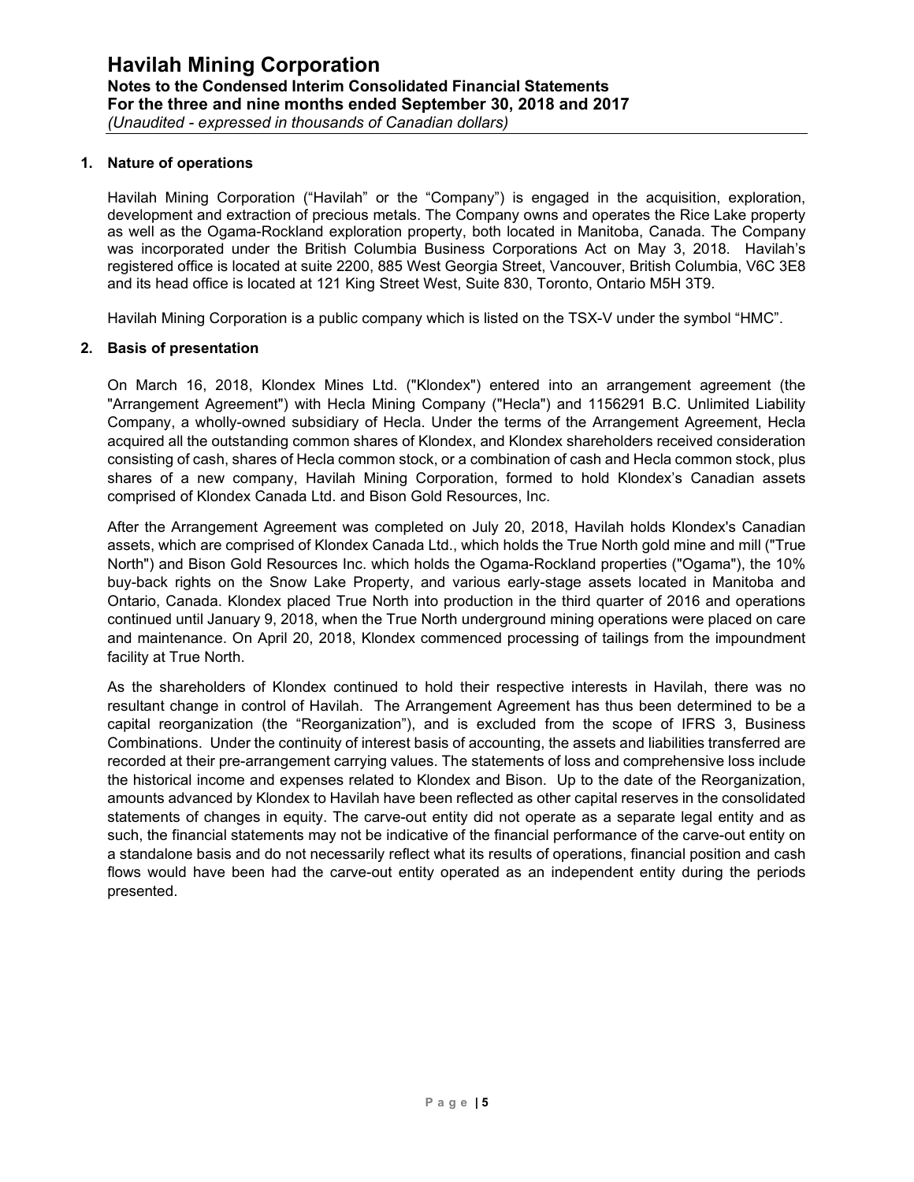## 1. Nature of operations

Havilah Mining Corporation ("Havilah" or the "Company") is engaged in the acquisition, exploration, development and extraction of precious metals. The Company owns and operates the Rice Lake property as well as the Ogama-Rockland exploration property, both located in Manitoba, Canada. The Company was incorporated under the British Columbia Business Corporations Act on May 3, 2018. Havilah's registered office is located at suite 2200, 885 West Georgia Street, Vancouver, British Columbia, V6C 3E8 and its head office is located at 121 King Street West, Suite 830, Toronto, Ontario M5H 3T9.

Havilah Mining Corporation is a public company which is listed on the TSX-V under the symbol "HMC".

## 2. Basis of presentation

On March 16, 2018, Klondex Mines Ltd. ("Klondex") entered into an arrangement agreement (the "Arrangement Agreement") with Hecla Mining Company ("Hecla") and 1156291 B.C. Unlimited Liability Company, a wholly-owned subsidiary of Hecla. Under the terms of the Arrangement Agreement, Hecla acquired all the outstanding common shares of Klondex, and Klondex shareholders received consideration consisting of cash, shares of Hecla common stock, or a combination of cash and Hecla common stock, plus shares of a new company, Havilah Mining Corporation, formed to hold Klondex's Canadian assets comprised of Klondex Canada Ltd. and Bison Gold Resources, Inc.

After the Arrangement Agreement was completed on July 20, 2018, Havilah holds Klondex's Canadian assets, which are comprised of Klondex Canada Ltd., which holds the True North gold mine and mill ("True North") and Bison Gold Resources Inc. which holds the Ogama-Rockland properties ("Ogama"), the 10% buy-back rights on the Snow Lake Property, and various early-stage assets located in Manitoba and Ontario, Canada. Klondex placed True North into production in the third quarter of 2016 and operations continued until January 9, 2018, when the True North underground mining operations were placed on care and maintenance. On April 20, 2018, Klondex commenced processing of tailings from the impoundment facility at True North.

As the shareholders of Klondex continued to hold their respective interests in Havilah, there was no resultant change in control of Havilah. The Arrangement Agreement has thus been determined to be a capital reorganization (the "Reorganization"), and is excluded from the scope of IFRS 3, Business Combinations. Under the continuity of interest basis of accounting, the assets and liabilities transferred are recorded at their pre-arrangement carrying values. The statements of loss and comprehensive loss include the historical income and expenses related to Klondex and Bison. Up to the date of the Reorganization, amounts advanced by Klondex to Havilah have been reflected as other capital reserves in the consolidated statements of changes in equity. The carve-out entity did not operate as a separate legal entity and as such, the financial statements may not be indicative of the financial performance of the carve-out entity on a standalone basis and do not necessarily reflect what its results of operations, financial position and cash flows would have been had the carve-out entity operated as an independent entity during the periods presented.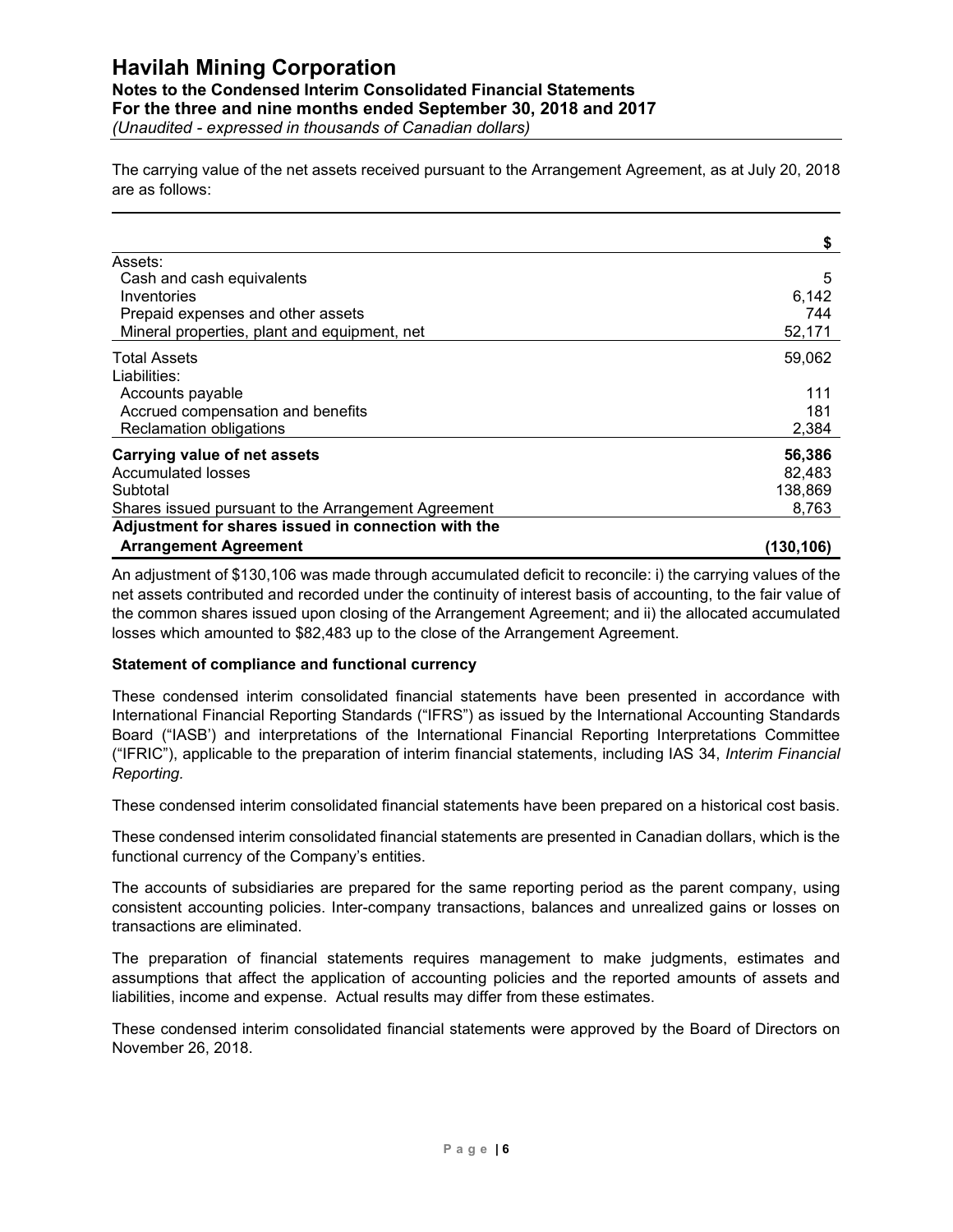The carrying value of the net assets received pursuant to the Arrangement Agreement, as at July 20, 2018 are as follows:

| | $ |
|---|---|
| Assets: | |
| Cash and cash equivalents | 5 |
| Inventories | 6,142 |
| Prepaid expenses and other assets | 744 |
| Mineral properties, plant and equipment, net | 52,171 |
| Total Assets | 59,062 |
| Liabilities: | |
| Accounts payable | 111 |
| Accrued compensation and benefits | 181 |
| Reclamation obligations | 2,384 |
| **Carrying value of net assets** | **56,386** |
| Accumulated losses | 82,483 |
| Subtotal | 138,869 |
| Shares issued pursuant to the Arrangement Agreement | 8,763 |
| **Adjustment for shares issued in connection with the Arrangement Agreement** | **(130,106)** |

An adjustment of $130,106 was made through accumulated deficit to reconcile: i) the carrying values of the net assets contributed and recorded under the continuity of interest basis of accounting, to the fair value of the common shares issued upon closing of the Arrangement Agreement; and ii) the allocated accumulated losses which amounted to $82,483 up to the close of the Arrangement Agreement.

**Statement of compliance and functional currency**

These condensed interim consolidated financial statements have been presented in accordance with International Financial Reporting Standards ("IFRS") as issued by the International Accounting Standards Board ("IASB') and interpretations of the International Financial Reporting Interpretations Committee ("IFRIC"), applicable to the preparation of interim financial statements, including IAS 34, *Interim Financial Reporting*.

These condensed interim consolidated financial statements have been prepared on a historical cost basis.

These condensed interim consolidated financial statements are presented in Canadian dollars, which is the functional currency of the Company's entities.

The accounts of subsidiaries are prepared for the same reporting period as the parent company, using consistent accounting policies. Inter-company transactions, balances and unrealized gains or losses on transactions are eliminated.

The preparation of financial statements requires management to make judgments, estimates and assumptions that affect the application of accounting policies and the reported amounts of assets and liabilities, income and expense. Actual results may differ from these estimates.

These condensed interim consolidated financial statements were approved by the Board of Directors on November 26, 2018.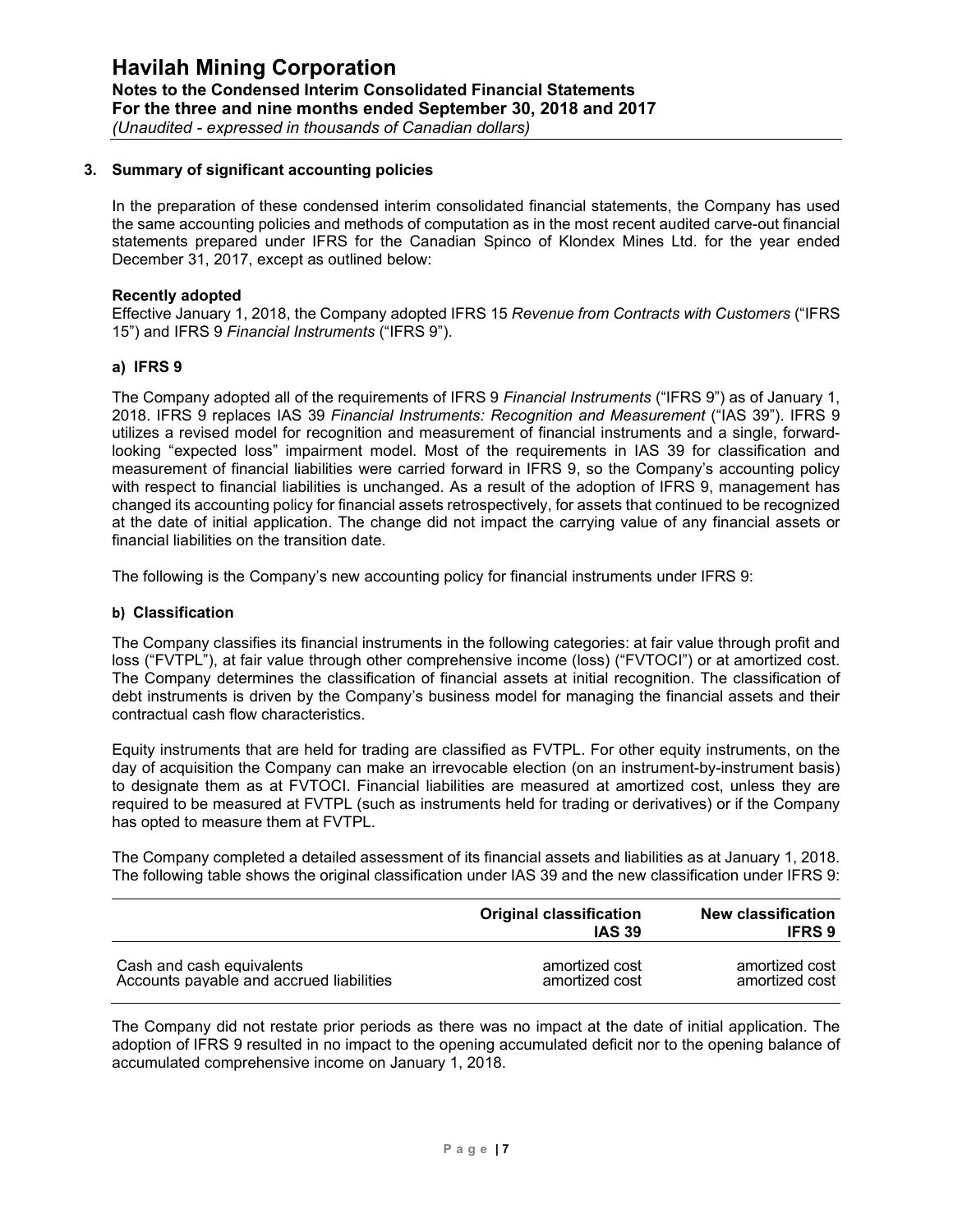## 3. Summary of significant accounting policies

In the preparation of these condensed interim consolidated financial statements, the Company has used the same accounting policies and methods of computation as in the most recent audited carve-out financial statements prepared under IFRS for the Canadian Spinco of Klondex Mines Ltd. for the year ended December 31, 2017, except as outlined below:

**Recently adopted**

Effective January 1, 2018, the Company adopted IFRS 15 *Revenue from Contracts with Customers* ("IFRS 15") and IFRS 9 *Financial Instruments* ("IFRS 9").

### a) IFRS 9

The Company adopted all of the requirements of IFRS 9 *Financial Instruments* ("IFRS 9") as of January 1, 2018. IFRS 9 replaces IAS 39 *Financial Instruments: Recognition and Measurement* ("IAS 39"). IFRS 9 utilizes a revised model for recognition and measurement of financial instruments and a single, forward-looking "expected loss" impairment model. Most of the requirements in IAS 39 for classification and measurement of financial liabilities were carried forward in IFRS 9, so the Company's accounting policy with respect to financial liabilities is unchanged. As a result of the adoption of IFRS 9, management has changed its accounting policy for financial assets retrospectively, for assets that continued to be recognized at the date of initial application. The change did not impact the carrying value of any financial assets or financial liabilities on the transition date.

The following is the Company's new accounting policy for financial instruments under IFRS 9:

### b) Classification

The Company classifies its financial instruments in the following categories: at fair value through profit and loss ("FVTPL"), at fair value through other comprehensive income (loss) ("FVTOCI") or at amortized cost. The Company determines the classification of financial assets at initial recognition. The classification of debt instruments is driven by the Company's business model for managing the financial assets and their contractual cash flow characteristics.

Equity instruments that are held for trading are classified as FVTPL. For other equity instruments, on the day of acquisition the Company can make an irrevocable election (on an instrument-by-instrument basis) to designate them as at FVTOCI. Financial liabilities are measured at amortized cost, unless they are required to be measured at FVTPL (such as instruments held for trading or derivatives) or if the Company has opted to measure them at FVTPL.

The Company completed a detailed assessment of its financial assets and liabilities as at January 1, 2018. The following table shows the original classification under IAS 39 and the new classification under IFRS 9:

| | **Original classification IAS 39** | **New classification IFRS 9** |
|---|---|---|
| Cash and cash equivalents | amortized cost | amortized cost |
| Accounts payable and accrued liabilities | amortized cost | amortized cost |

The Company did not restate prior periods as there was no impact at the date of initial application. The adoption of IFRS 9 resulted in no impact to the opening accumulated deficit nor to the opening balance of accumulated comprehensive income on January 1, 2018.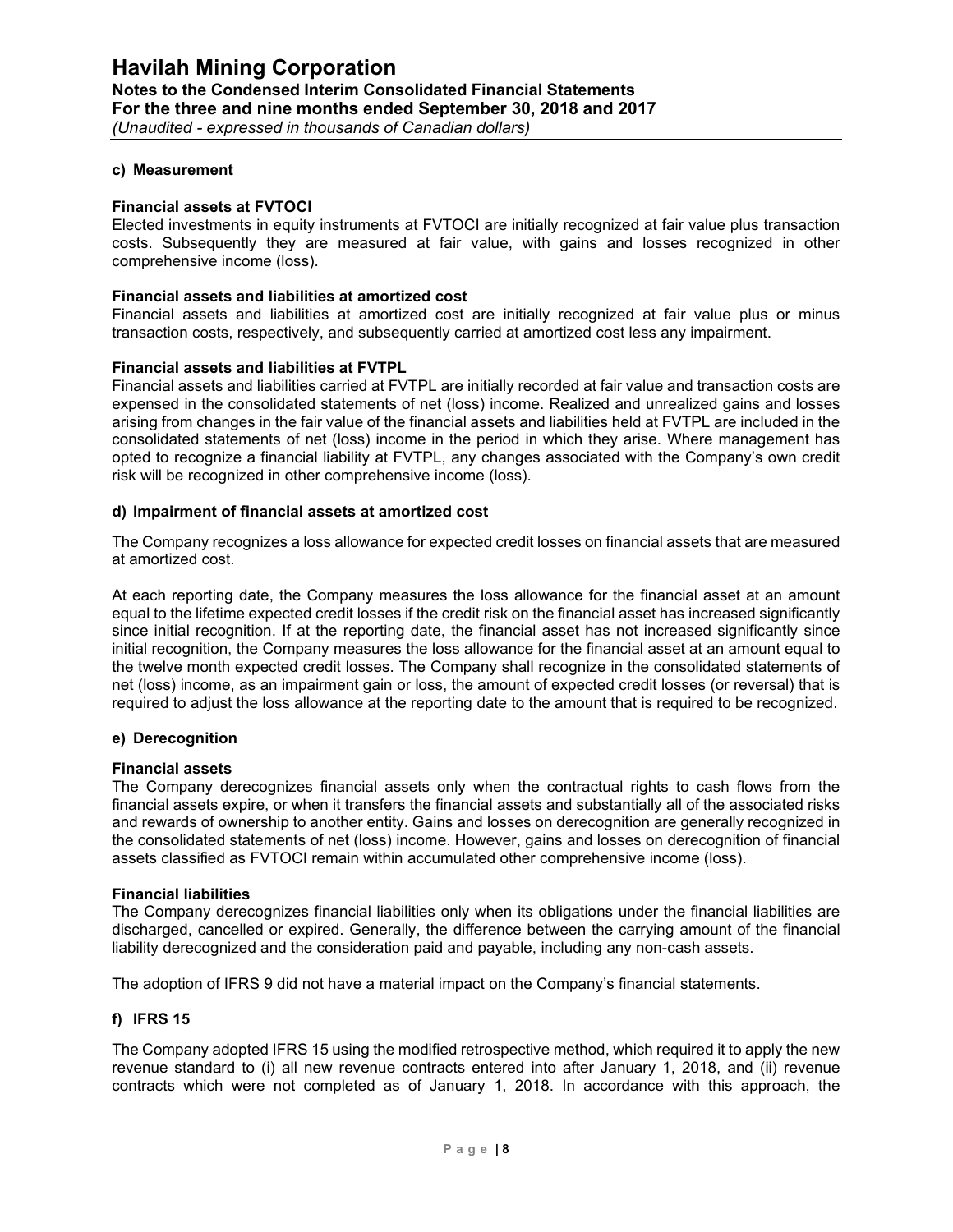#### c) Measurement

**Financial assets at FVTOCI**
Elected investments in equity instruments at FVTOCI are initially recognized at fair value plus transaction costs. Subsequently they are measured at fair value, with gains and losses recognized in other comprehensive income (loss).

**Financial assets and liabilities at amortized cost**
Financial assets and liabilities at amortized cost are initially recognized at fair value plus or minus transaction costs, respectively, and subsequently carried at amortized cost less any impairment.

**Financial assets and liabilities at FVTPL**
Financial assets and liabilities carried at FVTPL are initially recorded at fair value and transaction costs are expensed in the consolidated statements of net (loss) income. Realized and unrealized gains and losses arising from changes in the fair value of the financial assets and liabilities held at FVTPL are included in the consolidated statements of net (loss) income in the period in which they arise. Where management has opted to recognize a financial liability at FVTPL, any changes associated with the Company's own credit risk will be recognized in other comprehensive income (loss).

#### d) Impairment of financial assets at amortized cost

The Company recognizes a loss allowance for expected credit losses on financial assets that are measured at amortized cost.

At each reporting date, the Company measures the loss allowance for the financial asset at an amount equal to the lifetime expected credit losses if the credit risk on the financial asset has increased significantly since initial recognition. If at the reporting date, the financial asset has not increased significantly since initial recognition, the Company measures the loss allowance for the financial asset at an amount equal to the twelve month expected credit losses. The Company shall recognize in the consolidated statements of net (loss) income, as an impairment gain or loss, the amount of expected credit losses (or reversal) that is required to adjust the loss allowance at the reporting date to the amount that is required to be recognized.

#### e) Derecognition

**Financial assets**
The Company derecognizes financial assets only when the contractual rights to cash flows from the financial assets expire, or when it transfers the financial assets and substantially all of the associated risks and rewards of ownership to another entity. Gains and losses on derecognition are generally recognized in the consolidated statements of net (loss) income. However, gains and losses on derecognition of financial assets classified as FVTOCI remain within accumulated other comprehensive income (loss).

**Financial liabilities**
The Company derecognizes financial liabilities only when its obligations under the financial liabilities are discharged, cancelled or expired. Generally, the difference between the carrying amount of the financial liability derecognized and the consideration paid and payable, including any non-cash assets.

The adoption of IFRS 9 did not have a material impact on the Company's financial statements.

#### f) IFRS 15

The Company adopted IFRS 15 using the modified retrospective method, which required it to apply the new revenue standard to (i) all new revenue contracts entered into after January 1, 2018, and (ii) revenue contracts which were not completed as of January 1, 2018. In accordance with this approach, the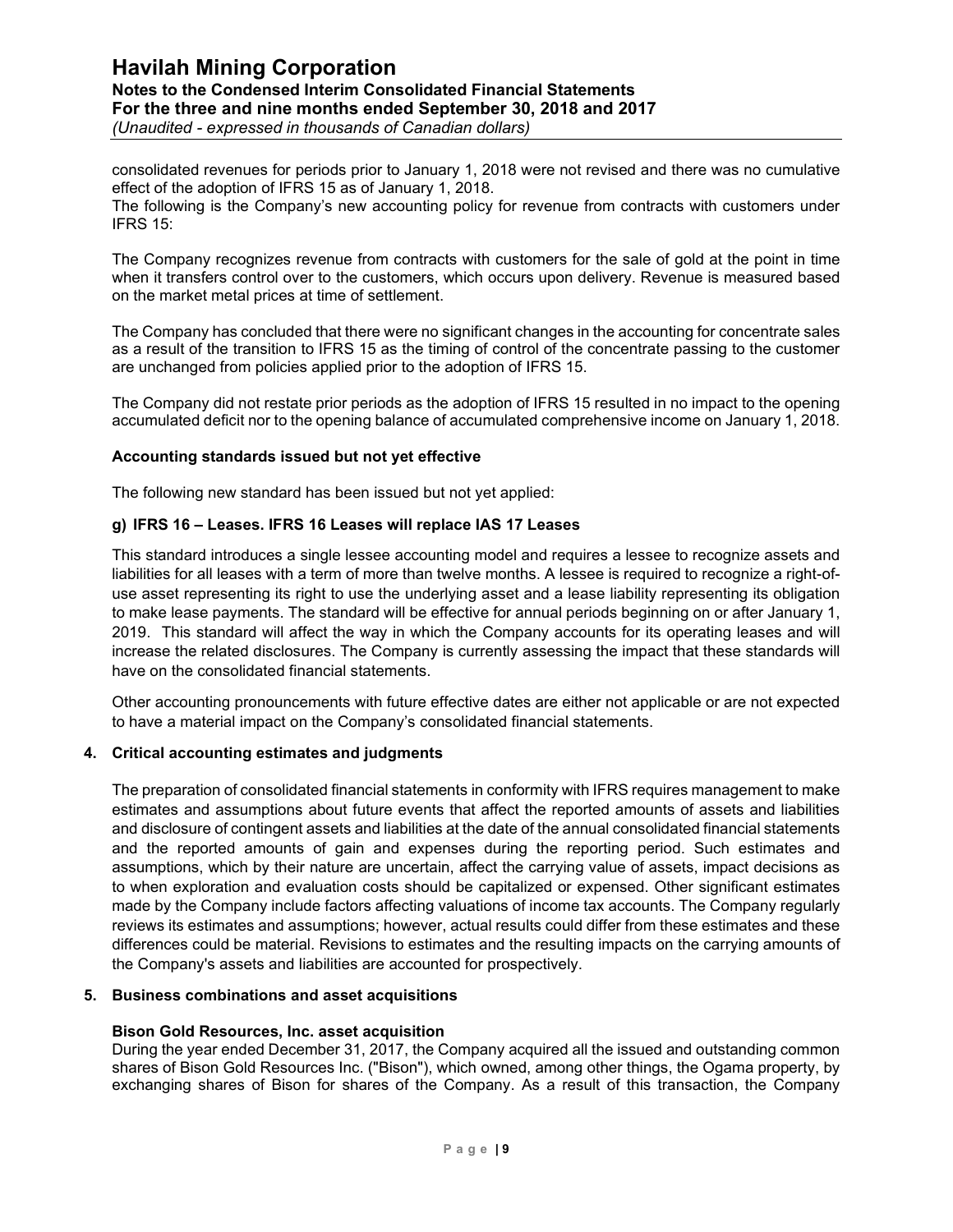consolidated revenues for periods prior to January 1, 2018 were not revised and there was no cumulative effect of the adoption of IFRS 15 as of January 1, 2018.
The following is the Company's new accounting policy for revenue from contracts with customers under IFRS 15:

The Company recognizes revenue from contracts with customers for the sale of gold at the point in time when it transfers control over to the customers, which occurs upon delivery. Revenue is measured based on the market metal prices at time of settlement.

The Company has concluded that there were no significant changes in the accounting for concentrate sales as a result of the transition to IFRS 15 as the timing of control of the concentrate passing to the customer are unchanged from policies applied prior to the adoption of IFRS 15.

The Company did not restate prior periods as the adoption of IFRS 15 resulted in no impact to the opening accumulated deficit nor to the opening balance of accumulated comprehensive income on January 1, 2018.

**Accounting standards issued but not yet effective**

The following new standard has been issued but not yet applied:

**g) IFRS 16 – Leases. IFRS 16 Leases will replace IAS 17 Leases**

This standard introduces a single lessee accounting model and requires a lessee to recognize assets and liabilities for all leases with a term of more than twelve months. A lessee is required to recognize a right-of-use asset representing its right to use the underlying asset and a lease liability representing its obligation to make lease payments. The standard will be effective for annual periods beginning on or after January 1, 2019. This standard will affect the way in which the Company accounts for its operating leases and will increase the related disclosures. The Company is currently assessing the impact that these standards will have on the consolidated financial statements.

Other accounting pronouncements with future effective dates are either not applicable or are not expected to have a material impact on the Company's consolidated financial statements.

## 4. Critical accounting estimates and judgments

The preparation of consolidated financial statements in conformity with IFRS requires management to make estimates and assumptions about future events that affect the reported amounts of assets and liabilities and disclosure of contingent assets and liabilities at the date of the annual consolidated financial statements and the reported amounts of gain and expenses during the reporting period. Such estimates and assumptions, which by their nature are uncertain, affect the carrying value of assets, impact decisions as to when exploration and evaluation costs should be capitalized or expensed. Other significant estimates made by the Company include factors affecting valuations of income tax accounts. The Company regularly reviews its estimates and assumptions; however, actual results could differ from these estimates and these differences could be material. Revisions to estimates and the resulting impacts on the carrying amounts of the Company's assets and liabilities are accounted for prospectively.

## 5. Business combinations and asset acquisitions

**Bison Gold Resources, Inc. asset acquisition**
During the year ended December 31, 2017, the Company acquired all the issued and outstanding common shares of Bison Gold Resources Inc. ("Bison"), which owned, among other things, the Ogama property, by exchanging shares of Bison for shares of the Company. As a result of this transaction, the Company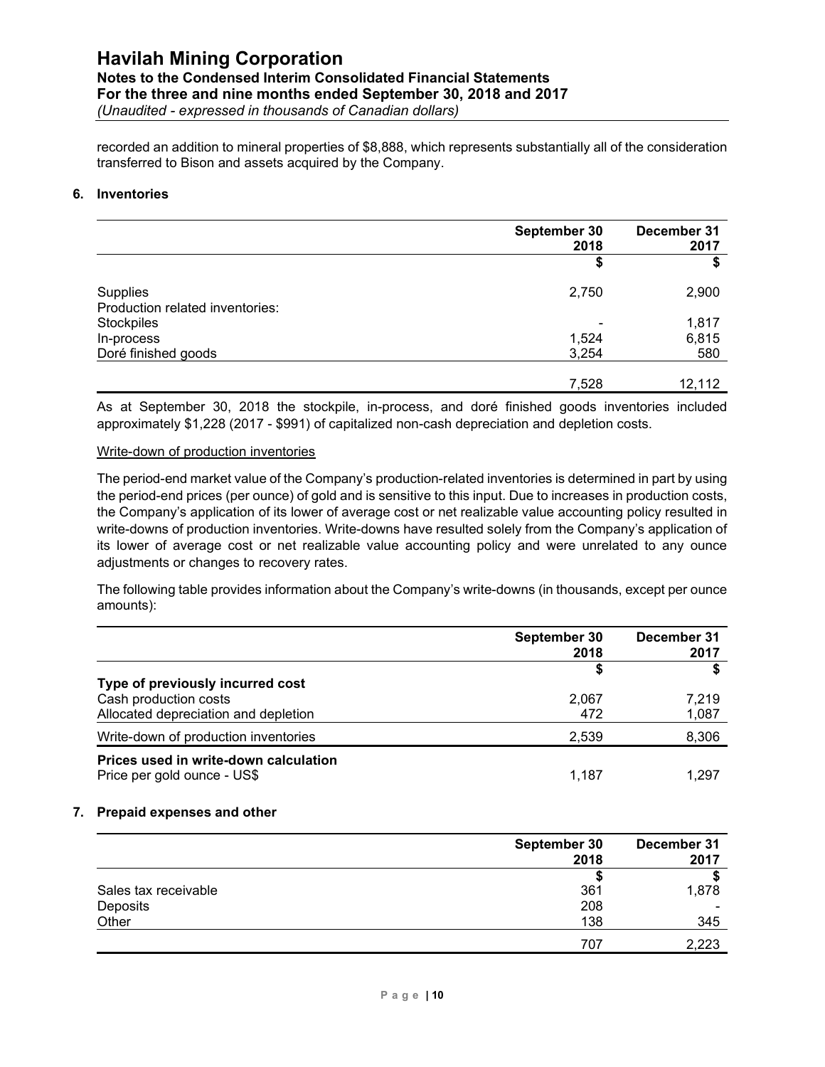recorded an addition to mineral properties of $8,888, which represents substantially all of the consideration transferred to Bison and assets acquired by the Company.

## 6. Inventories

| | September 30 2018 | December 31 2017 |
|---|---|---|
| | $ | $ |
| Supplies | 2,750 | 2,900 |
| Production related inventories: | | |
| Stockpiles | - | 1,817 |
| In-process | 1,524 | 6,815 |
| Doré finished goods | 3,254 | 580 |
| | 7,528 | 12,112 |

As at September 30, 2018 the stockpile, in-process, and doré finished goods inventories included approximately $1,228 (2017 - $991) of capitalized non-cash depreciation and depletion costs.

Write-down of production inventories

The period-end market value of the Company's production-related inventories is determined in part by using the period-end prices (per ounce) of gold and is sensitive to this input. Due to increases in production costs, the Company's application of its lower of average cost or net realizable value accounting policy resulted in write-downs of production inventories. Write-downs have resulted solely from the Company's application of its lower of average cost or net realizable value accounting policy and were unrelated to any ounce adjustments or changes to recovery rates.

The following table provides information about the Company's write-downs (in thousands, except per ounce amounts):

| | September 30 2018 | December 31 2017 |
|---|---|---|
| | $ | $ |
| **Type of previously incurred cost** | | |
| Cash production costs | 2,067 | 7,219 |
| Allocated depreciation and depletion | 472 | 1,087 |
| Write-down of production inventories | 2,539 | 8,306 |
| **Prices used in write-down calculation** | | |
| Price per gold ounce - US$ | 1,187 | 1,297 |

## 7. Prepaid expenses and other

| | September 30 2018 | December 31 2017 |
|---|---|---|
| | $ | $ |
| Sales tax receivable | 361 | 1,878 |
| Deposits | 208 | - |
| Other | 138 | 345 |
| | 707 | 2,223 |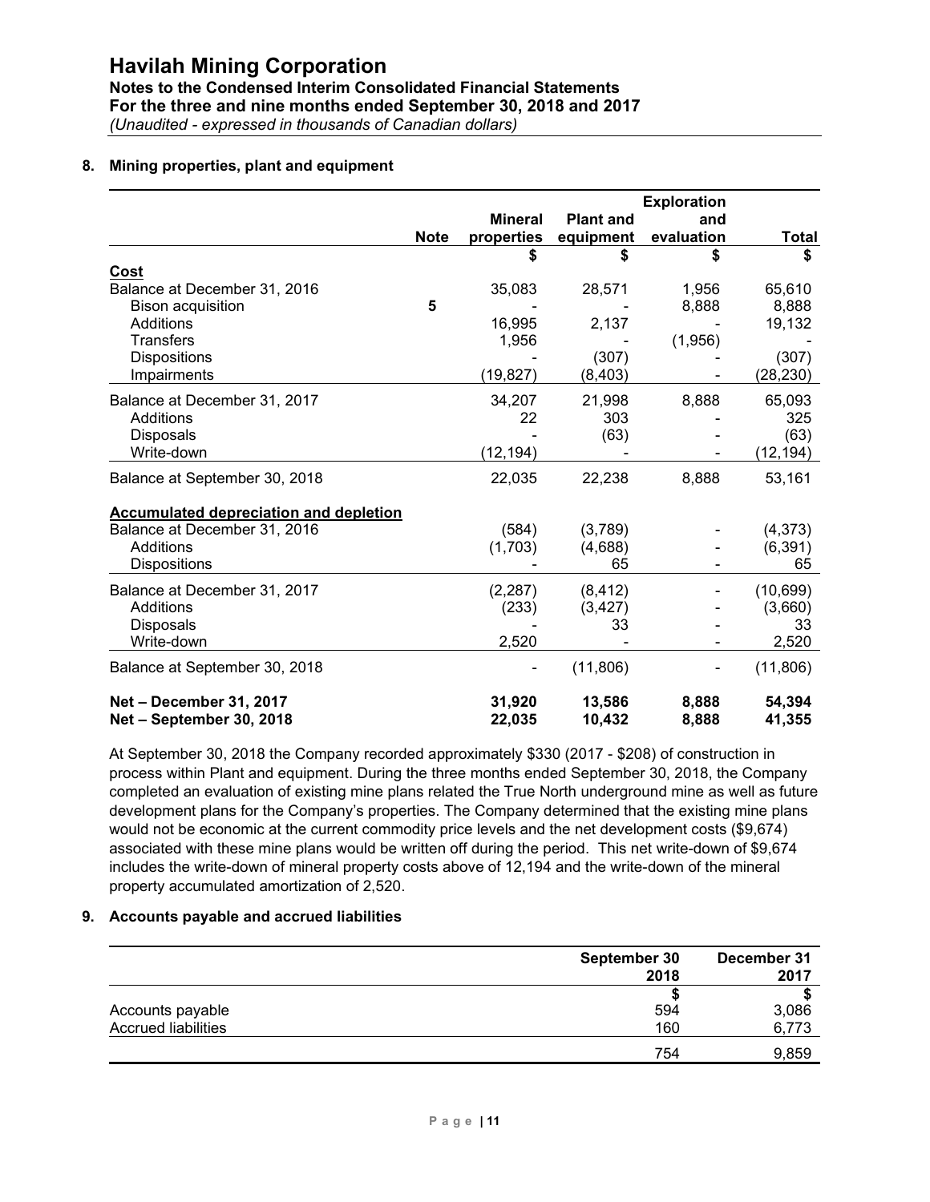## 8. Mining properties, plant and equipment

| | Note | Mineral properties | Plant and equipment | Exploration and evaluation | Total |
|---|---|---|---|---|---|
| | | $ | $ | $ | $ |
| **Cost** | | | | | |
| Balance at December 31, 2016 | | 35,083 | 28,571 | 1,956 | 65,610 |
| Bison acquisition | 5 | - | - | 8,888 | 8,888 |
| Additions | | 16,995 | 2,137 | - | 19,132 |
| Transfers | | 1,956 | - | (1,956) | - |
| Dispositions | | - | (307) | - | (307) |
| Impairments | | (19,827) | (8,403) | - | (28,230) |
| Balance at December 31, 2017 | | 34,207 | 21,998 | 8,888 | 65,093 |
| Additions | | 22 | 303 | - | 325 |
| Disposals | | - | (63) | - | (63) |
| Write-down | | (12,194) | - | - | (12,194) |
| Balance at September 30, 2018 | | 22,035 | 22,238 | 8,888 | 53,161 |
| **Accumulated depreciation and depletion** | | | | | |
| Balance at December 31, 2016 | | (584) | (3,789) | - | (4,373) |
| Additions | | (1,703) | (4,688) | - | (6,391) |
| Dispositions | | - | 65 | - | 65 |
| Balance at December 31, 2017 | | (2,287) | (8,412) | - | (10,699) |
| Additions | | (233) | (3,427) | - | (3,660) |
| Disposals | | - | 33 | - | 33 |
| Write-down | | 2,520 | - | - | 2,520 |
| Balance at September 30, 2018 | | - | (11,806) | - | (11,806) |
| **Net – December 31, 2017** | | **31,920** | **13,586** | **8,888** | **54,394** |
| **Net – September 30, 2018** | | **22,035** | **10,432** | **8,888** | **41,355** |

At September 30, 2018 the Company recorded approximately $330 (2017 - $208) of construction in process within Plant and equipment. During the three months ended September 30, 2018, the Company completed an evaluation of existing mine plans related the True North underground mine as well as future development plans for the Company's properties. The Company determined that the existing mine plans would not be economic at the current commodity price levels and the net development costs ($9,674) associated with these mine plans would be written off during the period. This net write-down of $9,674 includes the write-down of mineral property costs above of 12,194 and the write-down of the mineral property accumulated amortization of 2,520.

## 9. Accounts payable and accrued liabilities

| | September 30 2018 | December 31 2017 |
|---|---|---|
| | $ | $ |
| Accounts payable | 594 | 3,086 |
| Accrued liabilities | 160 | 6,773 |
| | 754 | 9,859 |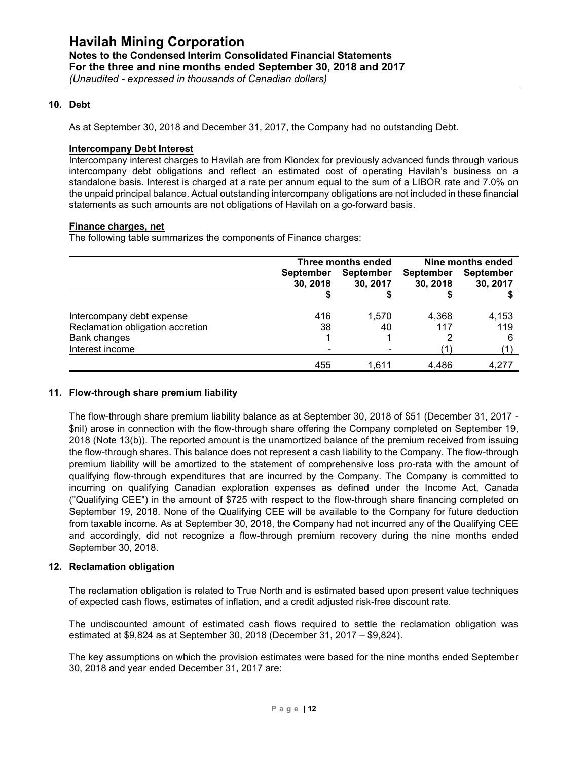## 10. Debt

As at September 30, 2018 and December 31, 2017, the Company had no outstanding Debt.

**Intercompany Debt Interest**

Intercompany interest charges to Havilah are from Klondex for previously advanced funds through various intercompany debt obligations and reflect an estimated cost of operating Havilah's business on a standalone basis. Interest is charged at a rate per annum equal to the sum of a LIBOR rate and 7.0% on the unpaid principal balance. Actual outstanding intercompany obligations are not included in these financial statements as such amounts are not obligations of Havilah on a go-forward basis.

**Finance charges, net**

The following table summarizes the components of Finance charges:

| | Three months ended | | Nine months ended | |
|---|---|---|---|---|
| | September 30, 2018 | September 30, 2017 | September 30, 2018 | September 30, 2017 |
| | $ | $ | $ | $ |
| Intercompany debt expense | 416 | 1,570 | 4,368 | 4,153 |
| Reclamation obligation accretion | 38 | 40 | 117 | 119 |
| Bank changes | 1 | 1 | 2 | 6 |
| Interest income | - | - | (1) | (1) |
| | 455 | 1,611 | 4,486 | 4,277 |

## 11. Flow-through share premium liability

The flow-through share premium liability balance as at September 30, 2018 of $51 (December 31, 2017 - $nil) arose in connection with the flow-through share offering the Company completed on September 19, 2018 (Note 13(b)). The reported amount is the unamortized balance of the premium received from issuing the flow-through shares. This balance does not represent a cash liability to the Company. The flow-through premium liability will be amortized to the statement of comprehensive loss pro-rata with the amount of qualifying flow-through expenditures that are incurred by the Company. The Company is committed to incurring on qualifying Canadian exploration expenses as defined under the Income Act, Canada ("Qualifying CEE") in the amount of $725 with respect to the flow-through share financing completed on September 19, 2018. None of the Qualifying CEE will be available to the Company for future deduction from taxable income. As at September 30, 2018, the Company had not incurred any of the Qualifying CEE and accordingly, did not recognize a flow-through premium recovery during the nine months ended September 30, 2018.

## 12. Reclamation obligation

The reclamation obligation is related to True North and is estimated based upon present value techniques of expected cash flows, estimates of inflation, and a credit adjusted risk-free discount rate.

The undiscounted amount of estimated cash flows required to settle the reclamation obligation was estimated at $9,824 as at September 30, 2018 (December 31, 2017 – $9,824).

The key assumptions on which the provision estimates were based for the nine months ended September 30, 2018 and year ended December 31, 2017 are: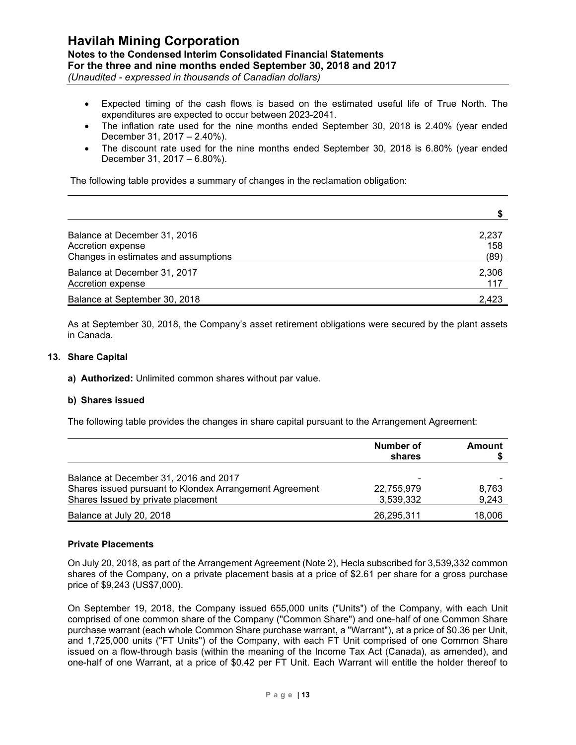- Expected timing of the cash flows is based on the estimated useful life of True North. The expenditures are expected to occur between 2023-2041.
- The inflation rate used for the nine months ended September 30, 2018 is 2.40% (year ended December 31, 2017 – 2.40%).
- The discount rate used for the nine months ended September 30, 2018 is 6.80% (year ended December 31, 2017 – 6.80%).

The following table provides a summary of changes in the reclamation obligation:

| | $ |
|---|---|
| Balance at December 31, 2016 | 2,237 |
| Accretion expense | 158 |
| Changes in estimates and assumptions | (89) |
| Balance at December 31, 2017 | 2,306 |
| Accretion expense | 117 |
| Balance at September 30, 2018 | 2,423 |

As at September 30, 2018, the Company's asset retirement obligations were secured by the plant assets in Canada.

## 13. Share Capital

**a) Authorized:** Unlimited common shares without par value.

**b) Shares issued**

The following table provides the changes in share capital pursuant to the Arrangement Agreement:

| | Number of shares | Amount $ |
|---|---|---|
| Balance at December 31, 2016 and 2017 | - | - |
| Shares issued pursuant to Klondex Arrangement Agreement | 22,755,979 | 8,763 |
| Shares Issued by private placement | 3,539,332 | 9,243 |
| Balance at July 20, 2018 | 26,295,311 | 18,006 |

**Private Placements**

On July 20, 2018, as part of the Arrangement Agreement (Note 2), Hecla subscribed for 3,539,332 common shares of the Company, on a private placement basis at a price of $2.61 per share for a gross purchase price of $9,243 (US$7,000).

On September 19, 2018, the Company issued 655,000 units ("Units") of the Company, with each Unit comprised of one common share of the Company ("Common Share") and one-half of one Common Share purchase warrant (each whole Common Share purchase warrant, a "Warrant"), at a price of $0.36 per Unit, and 1,725,000 units ("FT Units") of the Company, with each FT Unit comprised of one Common Share issued on a flow-through basis (within the meaning of the Income Tax Act (Canada), as amended), and one-half of one Warrant, at a price of $0.42 per FT Unit. Each Warrant will entitle the holder thereof to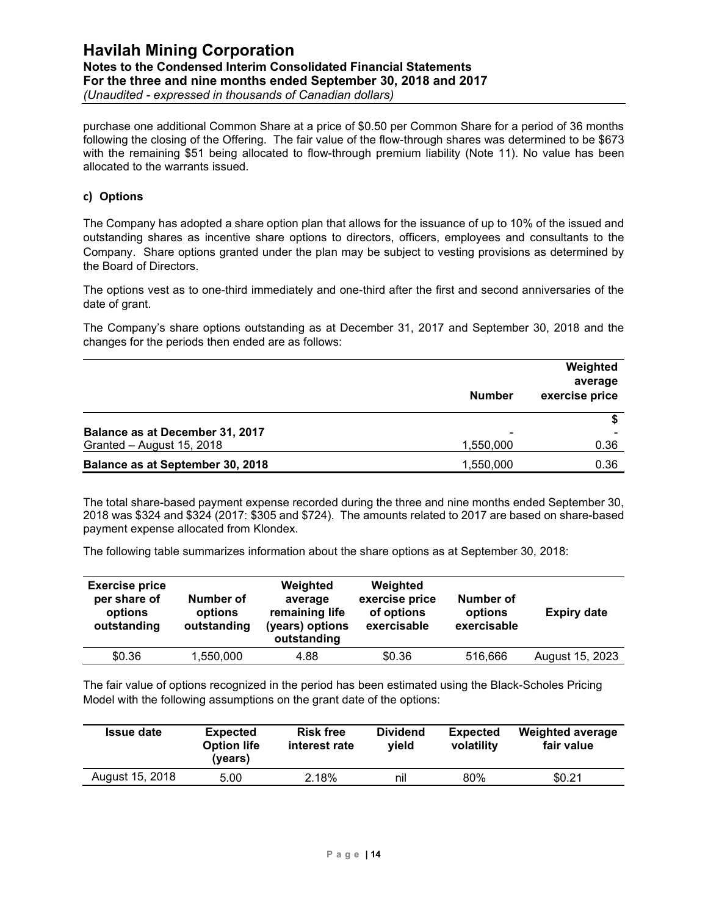purchase one additional Common Share at a price of $0.50 per Common Share for a period of 36 months following the closing of the Offering. The fair value of the flow-through shares was determined to be $673 with the remaining $51 being allocated to flow-through premium liability (Note 11). No value has been allocated to the warrants issued.

### c) Options

The Company has adopted a share option plan that allows for the issuance of up to 10% of the issued and outstanding shares as incentive share options to directors, officers, employees and consultants to the Company. Share options granted under the plan may be subject to vesting provisions as determined by the Board of Directors.

The options vest as to one-third immediately and one-third after the first and second anniversaries of the date of grant.

The Company's share options outstanding as at December 31, 2017 and September 30, 2018 and the changes for the periods then ended are as follows:

| | Number | Weighted average exercise price |
|---|---|---|
| | | $ |
| **Balance as at December 31, 2017** | - | - |
| Granted – August 15, 2018 | 1,550,000 | 0.36 |
| **Balance as at September 30, 2018** | 1,550,000 | 0.36 |

The total share-based payment expense recorded during the three and nine months ended September 30, 2018 was $324 and $324 (2017: $305 and $724). The amounts related to 2017 are based on share-based payment expense allocated from Klondex.

The following table summarizes information about the share options as at September 30, 2018:

| Exercise price per share of options outstanding | Number of options outstanding | Weighted average remaining life (years) options outstanding | Weighted exercise price of options exercisable | Number of options exercisable | Expiry date |
|---|---|---|---|---|---|
| $0.36 | 1,550,000 | 4.88 | $0.36 | 516,666 | August 15, 2023 |

The fair value of options recognized in the period has been estimated using the Black-Scholes Pricing Model with the following assumptions on the grant date of the options:

| Issue date | Expected Option life (years) | Risk free interest rate | Dividend yield | Expected volatility | Weighted average fair value |
|---|---|---|---|---|---|
| August 15, 2018 | 5.00 | 2.18% | nil | 80% | $0.21 |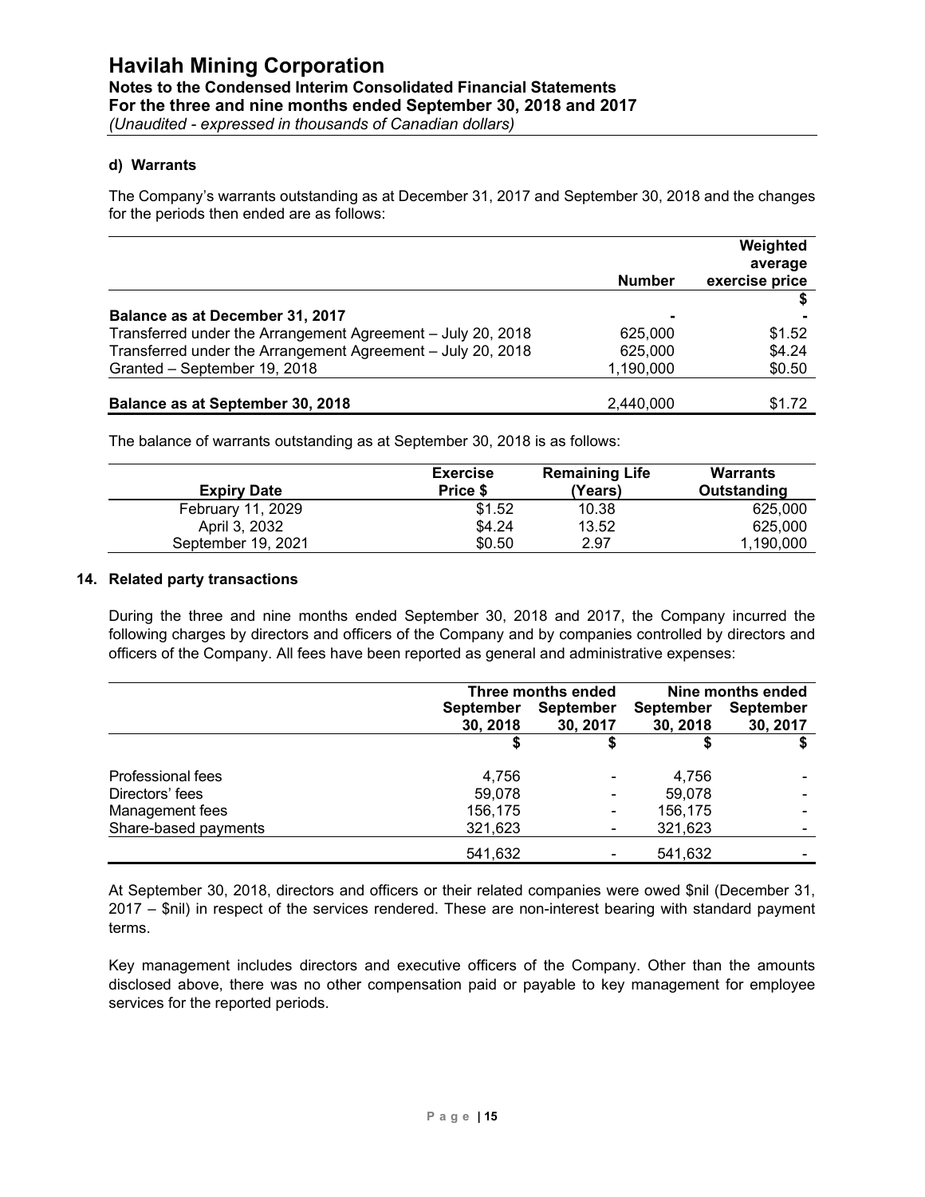# Havilah Mining Corporation

**Notes to the Condensed Interim Consolidated Financial Statements**
**For the three and nine months ended September 30, 2018 and 2017**
*(Unaudited - expressed in thousands of Canadian dollars)*

### d) Warrants

The Company's warrants outstanding as at December 31, 2017 and September 30, 2018 and the changes for the periods then ended are as follows:

| | Number | Weighted average exercise price |
|---|---|---|
| | | $ |
| **Balance as at December 31, 2017** | - | - |
| Transferred under the Arrangement Agreement – July 20, 2018 | 625,000 | $1.52 |
| Transferred under the Arrangement Agreement – July 20, 2018 | 625,000 | $4.24 |
| Granted – September 19, 2018 | 1,190,000 | $0.50 |
| **Balance as at September 30, 2018** | 2,440,000 | $1.72 |

The balance of warrants outstanding as at September 30, 2018 is as follows:

| Expiry Date | Exercise Price $ | Remaining Life (Years) | Warrants Outstanding |
|---|---|---|---|
| February 11, 2029 | $1.52 | 10.38 | 625,000 |
| April 3, 2032 | $4.24 | 13.52 | 625,000 |
| September 19, 2021 | $0.50 | 2.97 | 1,190,000 |

## 14. Related party transactions

During the three and nine months ended September 30, 2018 and 2017, the Company incurred the following charges by directors and officers of the Company and by companies controlled by directors and officers of the Company. All fees have been reported as general and administrative expenses:

| | Three months ended | | Nine months ended | |
|---|---|---|---|---|
| | September 30, 2018 | September 30, 2017 | September 30, 2018 | September 30, 2017 |
| | $ | $ | $ | $ |
| Professional fees | 4,756 | - | 4,756 | - |
| Directors' fees | 59,078 | - | 59,078 | - |
| Management fees | 156,175 | - | 156,175 | - |
| Share-based payments | 321,623 | - | 321,623 | - |
| | 541,632 | - | 541,632 | - |

At September 30, 2018, directors and officers or their related companies were owed $nil (December 31, 2017 – $nil) in respect of the services rendered. These are non-interest bearing with standard payment terms.

Key management includes directors and executive officers of the Company. Other than the amounts disclosed above, there was no other compensation paid or payable to key management for employee services for the reported periods.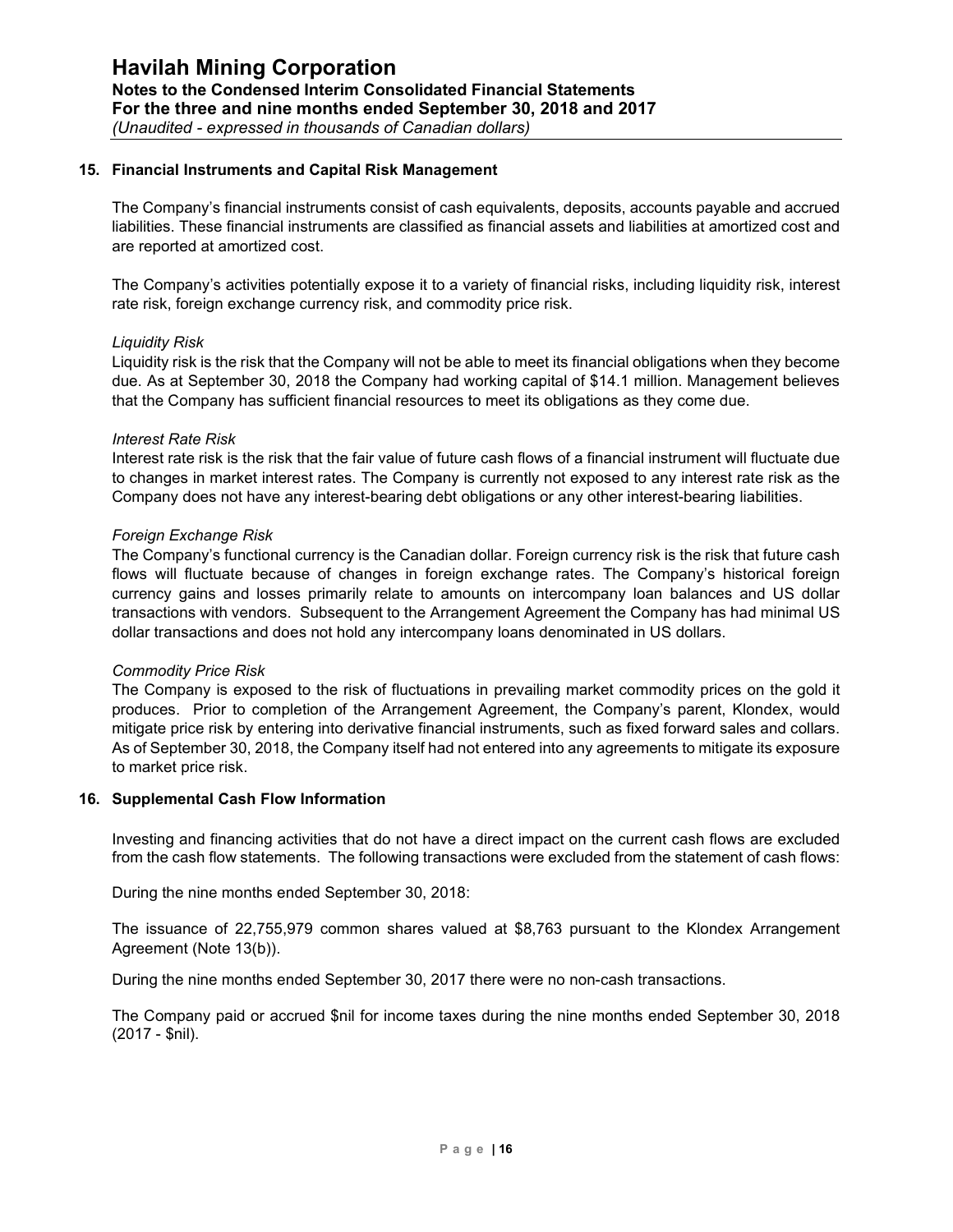## 15. Financial Instruments and Capital Risk Management

The Company's financial instruments consist of cash equivalents, deposits, accounts payable and accrued liabilities. These financial instruments are classified as financial assets and liabilities at amortized cost and are reported at amortized cost.

The Company's activities potentially expose it to a variety of financial risks, including liquidity risk, interest rate risk, foreign exchange currency risk, and commodity price risk.

*Liquidity Risk*

Liquidity risk is the risk that the Company will not be able to meet its financial obligations when they become due. As at September 30, 2018 the Company had working capital of $14.1 million. Management believes that the Company has sufficient financial resources to meet its obligations as they come due.

*Interest Rate Risk*

Interest rate risk is the risk that the fair value of future cash flows of a financial instrument will fluctuate due to changes in market interest rates. The Company is currently not exposed to any interest rate risk as the Company does not have any interest-bearing debt obligations or any other interest-bearing liabilities.

*Foreign Exchange Risk*

The Company's functional currency is the Canadian dollar. Foreign currency risk is the risk that future cash flows will fluctuate because of changes in foreign exchange rates. The Company's historical foreign currency gains and losses primarily relate to amounts on intercompany loan balances and US dollar transactions with vendors. Subsequent to the Arrangement Agreement the Company has had minimal US dollar transactions and does not hold any intercompany loans denominated in US dollars.

*Commodity Price Risk*

The Company is exposed to the risk of fluctuations in prevailing market commodity prices on the gold it produces. Prior to completion of the Arrangement Agreement, the Company's parent, Klondex, would mitigate price risk by entering into derivative financial instruments, such as fixed forward sales and collars. As of September 30, 2018, the Company itself had not entered into any agreements to mitigate its exposure to market price risk.

## 16. Supplemental Cash Flow Information

Investing and financing activities that do not have a direct impact on the current cash flows are excluded from the cash flow statements. The following transactions were excluded from the statement of cash flows:

During the nine months ended September 30, 2018:

The issuance of 22,755,979 common shares valued at $8,763 pursuant to the Klondex Arrangement Agreement (Note 13(b)).

During the nine months ended September 30, 2017 there were no non-cash transactions.

The Company paid or accrued $nil for income taxes during the nine months ended September 30, 2018 (2017 - $nil).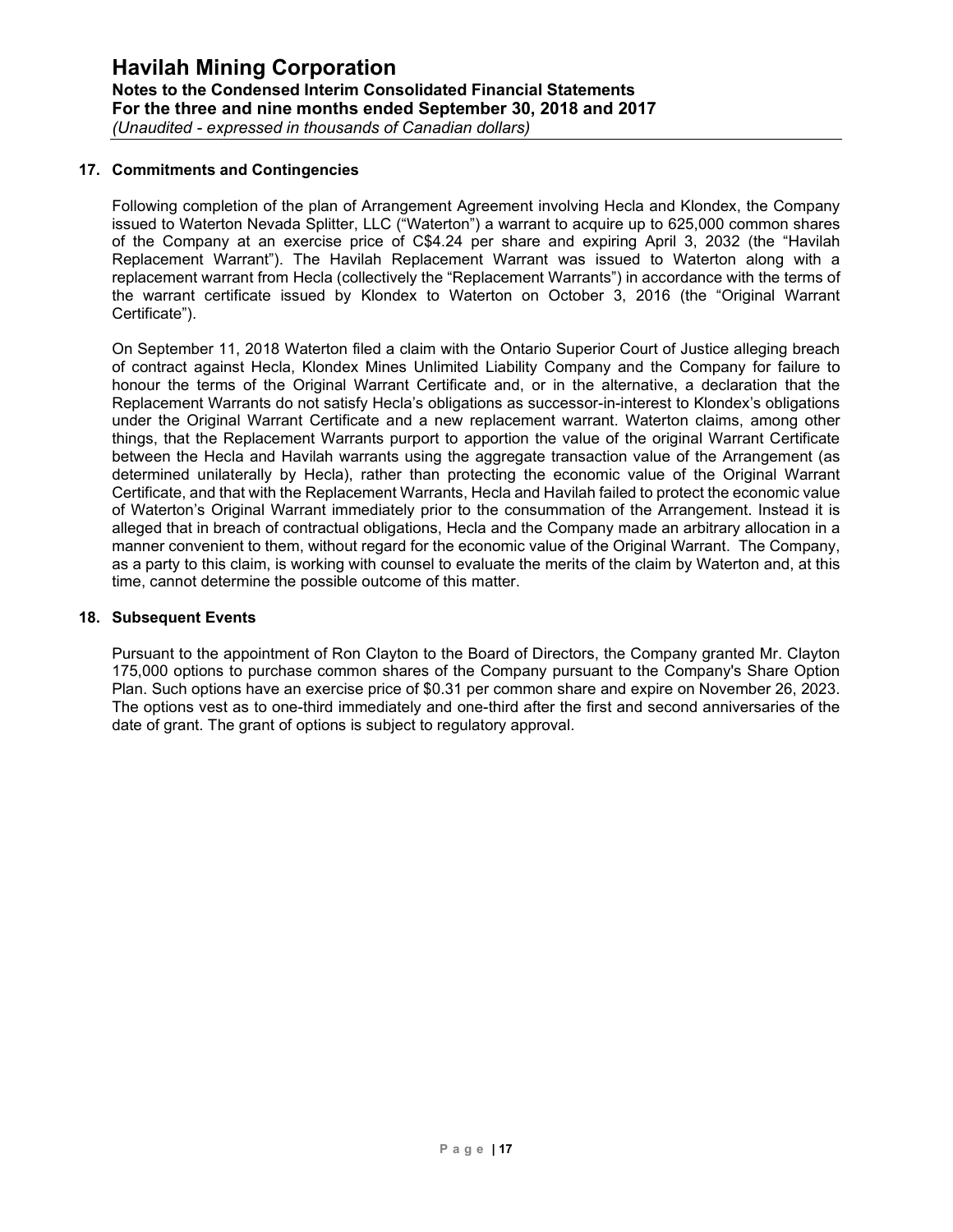## 17. Commitments and Contingencies

Following completion of the plan of Arrangement Agreement involving Hecla and Klondex, the Company issued to Waterton Nevada Splitter, LLC ("Waterton") a warrant to acquire up to 625,000 common shares of the Company at an exercise price of C$4.24 per share and expiring April 3, 2032 (the "Havilah Replacement Warrant"). The Havilah Replacement Warrant was issued to Waterton along with a replacement warrant from Hecla (collectively the "Replacement Warrants") in accordance with the terms of the warrant certificate issued by Klondex to Waterton on October 3, 2016 (the "Original Warrant Certificate").

On September 11, 2018 Waterton filed a claim with the Ontario Superior Court of Justice alleging breach of contract against Hecla, Klondex Mines Unlimited Liability Company and the Company for failure to honour the terms of the Original Warrant Certificate and, or in the alternative, a declaration that the Replacement Warrants do not satisfy Hecla's obligations as successor-in-interest to Klondex's obligations under the Original Warrant Certificate and a new replacement warrant. Waterton claims, among other things, that the Replacement Warrants purport to apportion the value of the original Warrant Certificate between the Hecla and Havilah warrants using the aggregate transaction value of the Arrangement (as determined unilaterally by Hecla), rather than protecting the economic value of the Original Warrant Certificate, and that with the Replacement Warrants, Hecla and Havilah failed to protect the economic value of Waterton's Original Warrant immediately prior to the consummation of the Arrangement. Instead it is alleged that in breach of contractual obligations, Hecla and the Company made an arbitrary allocation in a manner convenient to them, without regard for the economic value of the Original Warrant. The Company, as a party to this claim, is working with counsel to evaluate the merits of the claim by Waterton and, at this time, cannot determine the possible outcome of this matter.

## 18. Subsequent Events

Pursuant to the appointment of Ron Clayton to the Board of Directors, the Company granted Mr. Clayton 175,000 options to purchase common shares of the Company pursuant to the Company's Share Option Plan. Such options have an exercise price of $0.31 per common share and expire on November 26, 2023. The options vest as to one-third immediately and one-third after the first and second anniversaries of the date of grant. The grant of options is subject to regulatory approval.